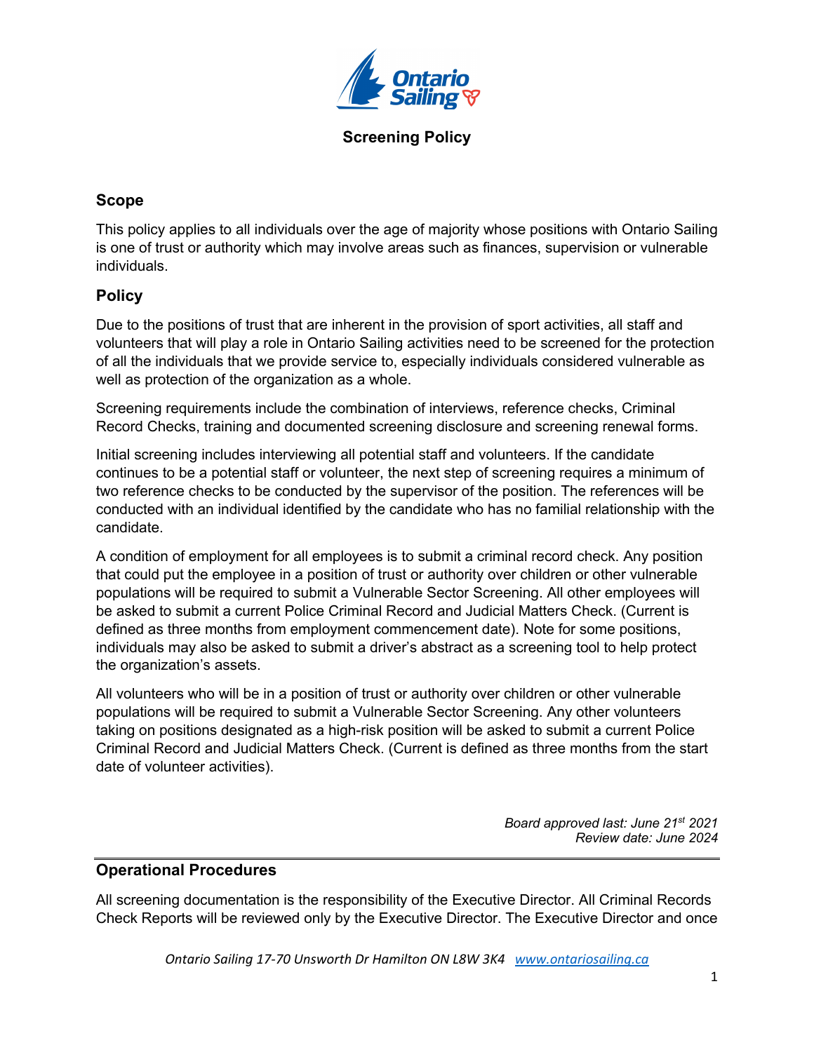# Screening Policy

## Scope

This policy applies to all individuals over the age of majority whose positions with Ontario Sailing is one of trust or authority which may involve areas such as finances, supervision or vulnerable individuals.

## Policy

Due to the positions of trust that are inherent in the provision of sport activities, all staff and volunteers that will play a role in Ontario Sailing activities need to be screened for the protection of all the individuals that we provide service to, especially individuals considered vulnerable as well as protection of the organization as a whole.

Screening requirements include the combination of interviews, reference checks, Criminal Record Checks, training and documented screening disclosure and screening renewal forms.

Initial screening includes interviewing all potential staff and volunteers. If the candidate continues to be a potential staff or volunteer, the next step of screening requires a minimum of two reference checks to be conducted by the supervisor of the position. The references will be conducted with an individual identified by the candidate who has no familial relationship with the candidate.

A condition of employment for all employees is to submit a criminal record check. Any position that could put the employee in a position of trust or authority over children or other vulnerable populations will be required to submit a Vulnerable Sector Screening. All other employees will be asked to submit a current Police Criminal Record and Judicial Matters Check. (Current is defined as three months from employment commencement date). Note for some positions, individuals may also be asked to submit a driver's abstract as a screening tool to help protect the organization's assets.

All volunteers who will be in a position of trust or authority over children or other vulnerable populations will be required to submit a Vulnerable Sector Screening. Any other volunteers taking on positions designated as a high-risk position will be asked to submit a current Police Criminal Record and Judicial Matters Check. (Current is defined as three months from the start date of volunteer activities).

*Board approved last: June 21st 2021*
*Review date: June 2024*

---

## Operational Procedures

All screening documentation is the responsibility of the Executive Director. All Criminal Records Check Reports will be reviewed only by the Executive Director. The Executive Director and once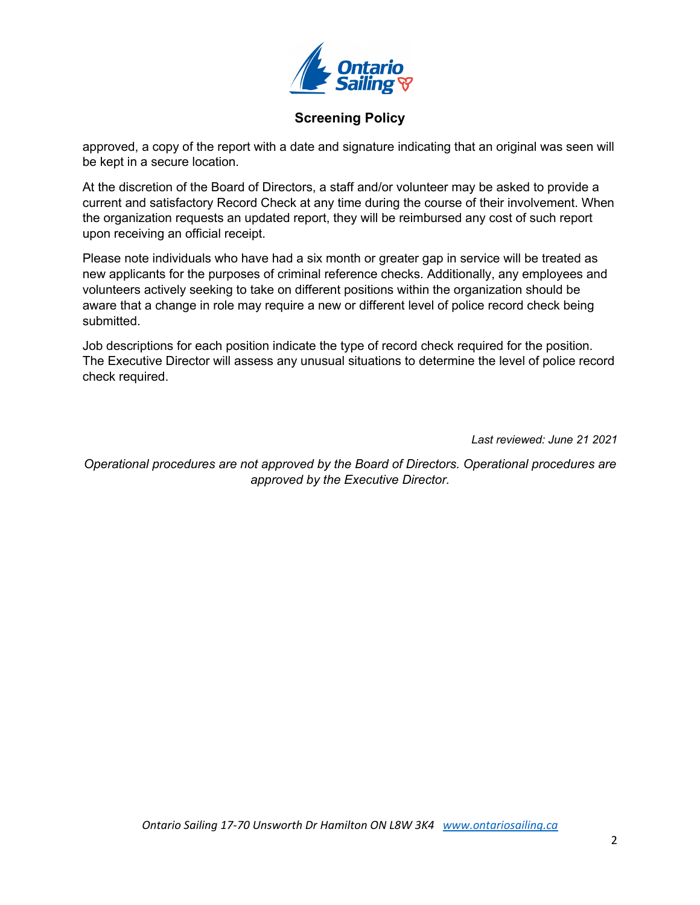approved, a copy of the report with a date and signature indicating that an original was seen will be kept in a secure location.

At the discretion of the Board of Directors, a staff and/or volunteer may be asked to provide a current and satisfactory Record Check at any time during the course of their involvement. When the organization requests an updated report, they will be reimbursed any cost of such report upon receiving an official receipt.

Please note individuals who have had a six month or greater gap in service will be treated as new applicants for the purposes of criminal reference checks. Additionally, any employees and volunteers actively seeking to take on different positions within the organization should be aware that a change in role may require a new or different level of police record check being submitted.

Job descriptions for each position indicate the type of record check required for the position. The Executive Director will assess any unusual situations to determine the level of police record check required.

*Last reviewed: June 21 2021*

*Operational procedures are not approved by the Board of Directors. Operational procedures are approved by the Executive Director.*